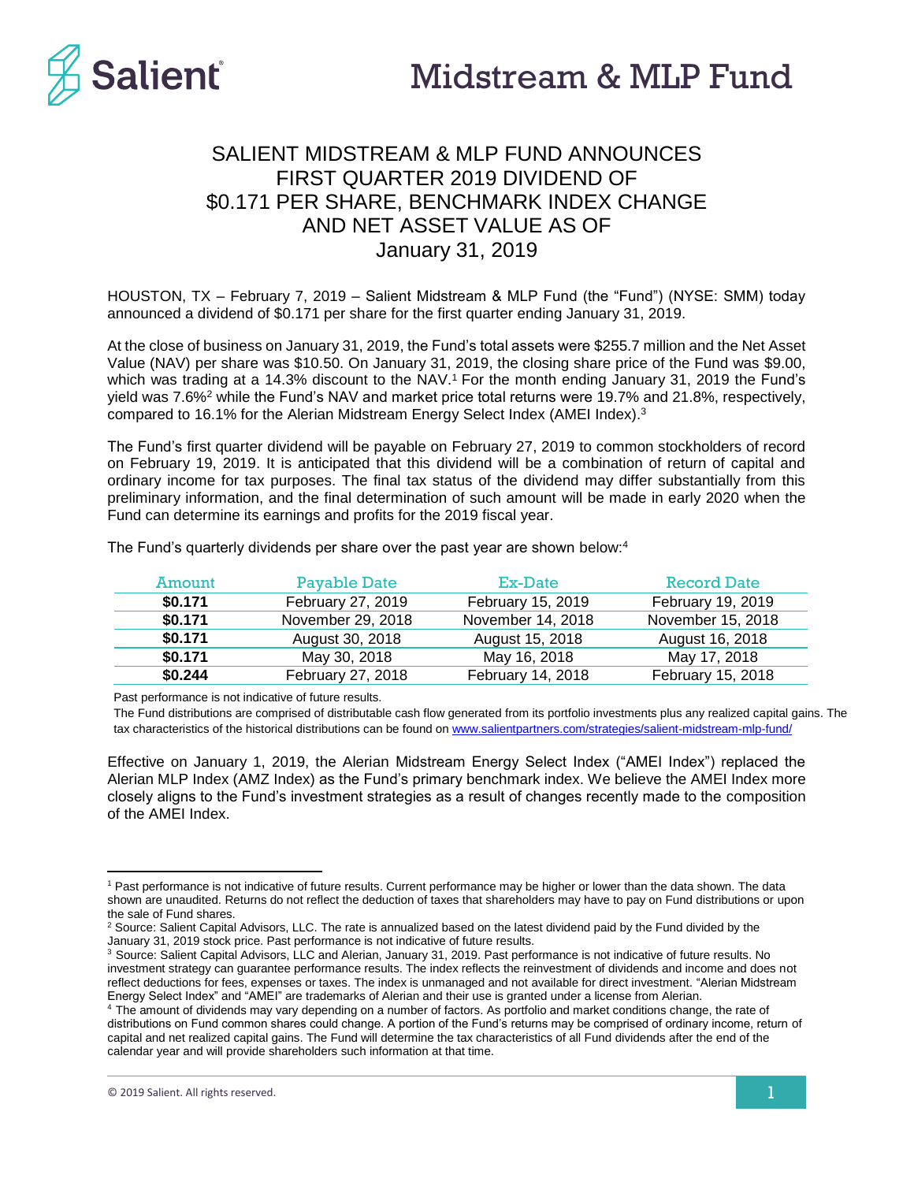# Salient Midstream & MLP Fund

## SALIENT MIDSTREAM & MLP FUND ANNOUNCES FIRST QUARTER 2019 DIVIDEND OF $0.171 PER SHARE, BENCHMARK INDEX CHANGE AND NET ASSET VALUE AS OF January 31, 2019

HOUSTON, TX – February 7, 2019 – Salient Midstream & MLP Fund (the "Fund") (NYSE: SMM) today announced a dividend of $0.171 per share for the first quarter ending January 31, 2019.

At the close of business on January 31, 2019, the Fund's total assets were $255.7 million and the Net Asset Value (NAV) per share was $10.50. On January 31, 2019, the closing share price of the Fund was $9.00, which was trading at a 14.3% discount to the NAV.[1] For the month ending January 31, 2019 the Fund's yield was 7.6%[2] while the Fund's NAV and market price total returns were 19.7% and 21.8%, respectively, compared to 16.1% for the Alerian Midstream Energy Select Index (AMEI Index).[3]

The Fund's first quarter dividend will be payable on February 27, 2019 to common stockholders of record on February 19, 2019. It is anticipated that this dividend will be a combination of return of capital and ordinary income for tax purposes. The final tax status of the dividend may differ substantially from this preliminary information, and the final determination of such amount will be made in early 2020 when the Fund can determine its earnings and profits for the 2019 fiscal year.

The Fund's quarterly dividends per share over the past year are shown below:[4]

| Amount | Payable Date | Ex-Date | Record Date |
|---|---|---|---|
| **$0.171** | February 27, 2019 | February 15, 2019 | February 19, 2019 |
| **$0.171** | November 29, 2018 | November 14, 2018 | November 15, 2018 |
| **$0.171** | August 30, 2018 | August 15, 2018 | August 16, 2018 |
| **$0.171** | May 30, 2018 | May 16, 2018 | May 17, 2018 |
| **$0.244** | February 27, 2018 | February 14, 2018 | February 15, 2018 |

Past performance is not indicative of future results.

The Fund distributions are comprised of distributable cash flow generated from its portfolio investments plus any realized capital gains. The tax characteristics of the historical distributions can be found on www.salientpartners.com/strategies/salient-midstream-mlp-fund/

Effective on January 1, 2019, the Alerian Midstream Energy Select Index ("AMEI Index") replaced the Alerian MLP Index (AMZ Index) as the Fund's primary benchmark index. We believe the AMEI Index more closely aligns to the Fund's investment strategies as a result of changes recently made to the composition of the AMEI Index.

---

[1] Past performance is not indicative of future results. Current performance may be higher or lower than the data shown. The data shown are unaudited. Returns do not reflect the deduction of taxes that shareholders may have to pay on Fund distributions or upon the sale of Fund shares.

[2] Source: Salient Capital Advisors, LLC. The rate is annualized based on the latest dividend paid by the Fund divided by the January 31, 2019 stock price. Past performance is not indicative of future results.

[3] Source: Salient Capital Advisors, LLC and Alerian, January 31, 2019. Past performance is not indicative of future results. No investment strategy can guarantee performance results. The index reflects the reinvestment of dividends and income and does not reflect deductions for fees, expenses or taxes. The index is unmanaged and not available for direct investment. "Alerian Midstream Energy Select Index" and "AMEI" are trademarks of Alerian and their use is granted under a license from Alerian.

[4] The amount of dividends may vary depending on a number of factors. As portfolio and market conditions change, the rate of distributions on Fund common shares could change. A portion of the Fund's returns may be comprised of ordinary income, return of capital and net realized capital gains. The Fund will determine the tax characteristics of all Fund dividends after the end of the calendar year and will provide shareholders such information at that time.

© 2019 Salient. All rights reserved.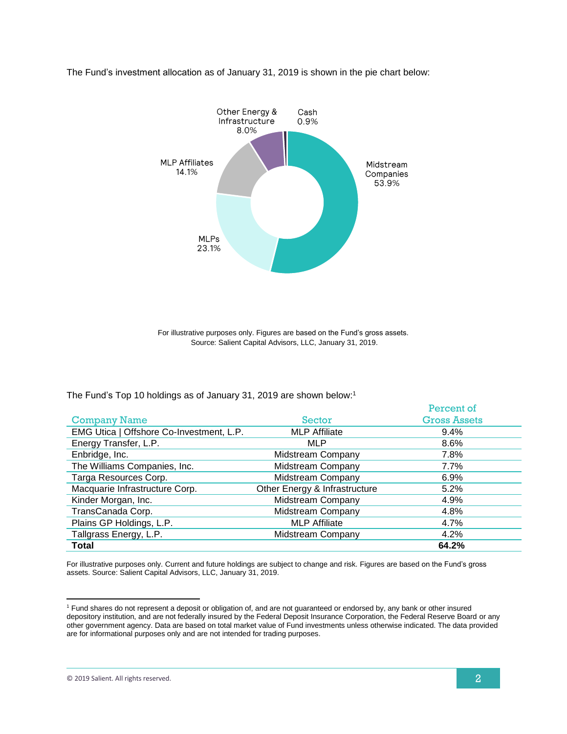The Fund's investment allocation as of January 31, 2019 is shown in the pie chart below:

Other Energy & Infrastructure 8.0%
Cash 0.9%
Midstream Companies 53.9%
MLP Affiliates 14.1%
MLPs 23.1%

For illustrative purposes only. Figures are based on the Fund's gross assets.
Source: Salient Capital Advisors, LLC, January 31, 2019.

The Fund's Top 10 holdings as of January 31, 2019 are shown below:[1]

| Company Name | Sector | Percent of Gross Assets |
|---|---|---|
| EMG Utica \| Offshore Co-Investment, L.P. | MLP Affiliate | 9.4% |
| Energy Transfer, L.P. | MLP | 8.6% |
| Enbridge, Inc. | Midstream Company | 7.8% |
| The Williams Companies, Inc. | Midstream Company | 7.7% |
| Targa Resources Corp. | Midstream Company | 6.9% |
| Macquarie Infrastructure Corp. | Other Energy & Infrastructure | 5.2% |
| Kinder Morgan, Inc. | Midstream Company | 4.9% |
| TransCanada Corp. | Midstream Company | 4.8% |
| Plains GP Holdings, L.P. | MLP Affiliate | 4.7% |
| Tallgrass Energy, L.P. | Midstream Company | 4.2% |
| **Total** | | **64.2%** |

For illustrative purposes only. Current and future holdings are subject to change and risk. Figures are based on the Fund's gross assets. Source: Salient Capital Advisors, LLC, January 31, 2019.

[1] Fund shares do not represent a deposit or obligation of, and are not guaranteed or endorsed by, any bank or other insured depository institution, and are not federally insured by the Federal Deposit Insurance Corporation, the Federal Reserve Board or any other government agency. Data are based on total market value of Fund investments unless otherwise indicated. The data provided are for informational purposes only and are not intended for trading purposes.

© 2019 Salient. All rights reserved.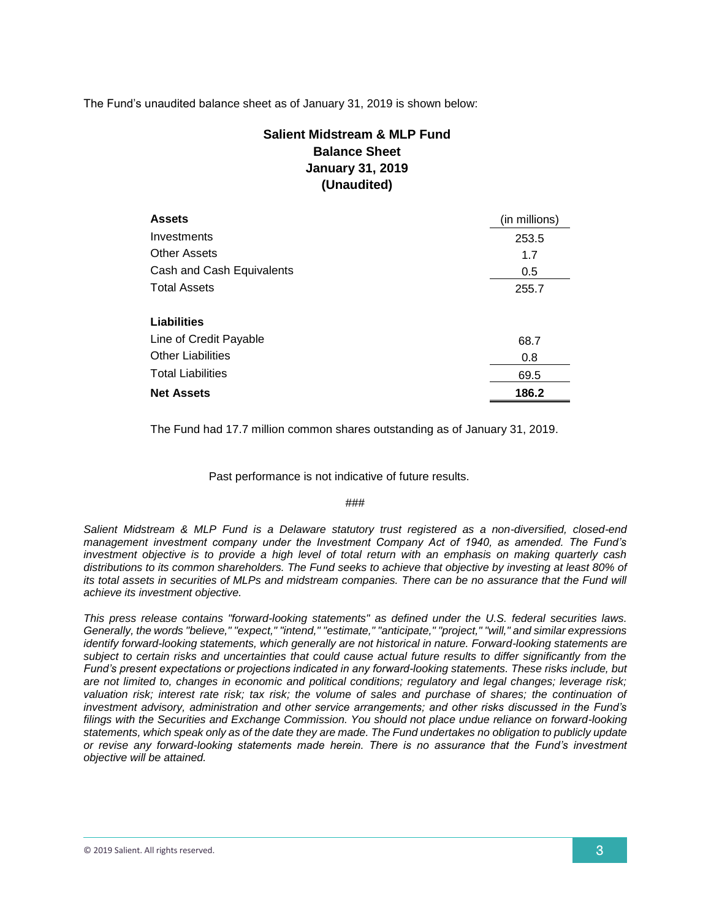The Fund's unaudited balance sheet as of January 31, 2019 is shown below:

**Salient Midstream & MLP Fund**
**Balance Sheet**
**January 31, 2019**
**(Unaudited)**

| **Assets** | (in millions) |
| --- | --- |
| Investments | 253.5 |
| Other Assets | 1.7 |
| Cash and Cash Equivalents | 0.5 |
| Total Assets | 255.7 |
| | |
| **Liabilities** | |
| Line of Credit Payable | 68.7 |
| Other Liabilities | 0.8 |
| Total Liabilities | 69.5 |
| **Net Assets** | **186.2** |

The Fund had 17.7 million common shares outstanding as of January 31, 2019.

Past performance is not indicative of future results.

###

*Salient Midstream & MLP Fund is a Delaware statutory trust registered as a non-diversified, closed-end management investment company under the Investment Company Act of 1940, as amended. The Fund's investment objective is to provide a high level of total return with an emphasis on making quarterly cash distributions to its common shareholders. The Fund seeks to achieve that objective by investing at least 80% of its total assets in securities of MLPs and midstream companies. There can be no assurance that the Fund will achieve its investment objective.*

*This press release contains "forward-looking statements" as defined under the U.S. federal securities laws. Generally, the words "believe," "expect," "intend," "estimate," "anticipate," "project," "will," and similar expressions identify forward-looking statements, which generally are not historical in nature. Forward-looking statements are subject to certain risks and uncertainties that could cause actual future results to differ significantly from the Fund's present expectations or projections indicated in any forward-looking statements. These risks include, but are not limited to, changes in economic and political conditions; regulatory and legal changes; leverage risk; valuation risk; interest rate risk; tax risk; the volume of sales and purchase of shares; the continuation of investment advisory, administration and other service arrangements; and other risks discussed in the Fund's filings with the Securities and Exchange Commission. You should not place undue reliance on forward-looking statements, which speak only as of the date they are made. The Fund undertakes no obligation to publicly update or revise any forward-looking statements made herein. There is no assurance that the Fund's investment objective will be attained.*

© 2019 Salient. All rights reserved.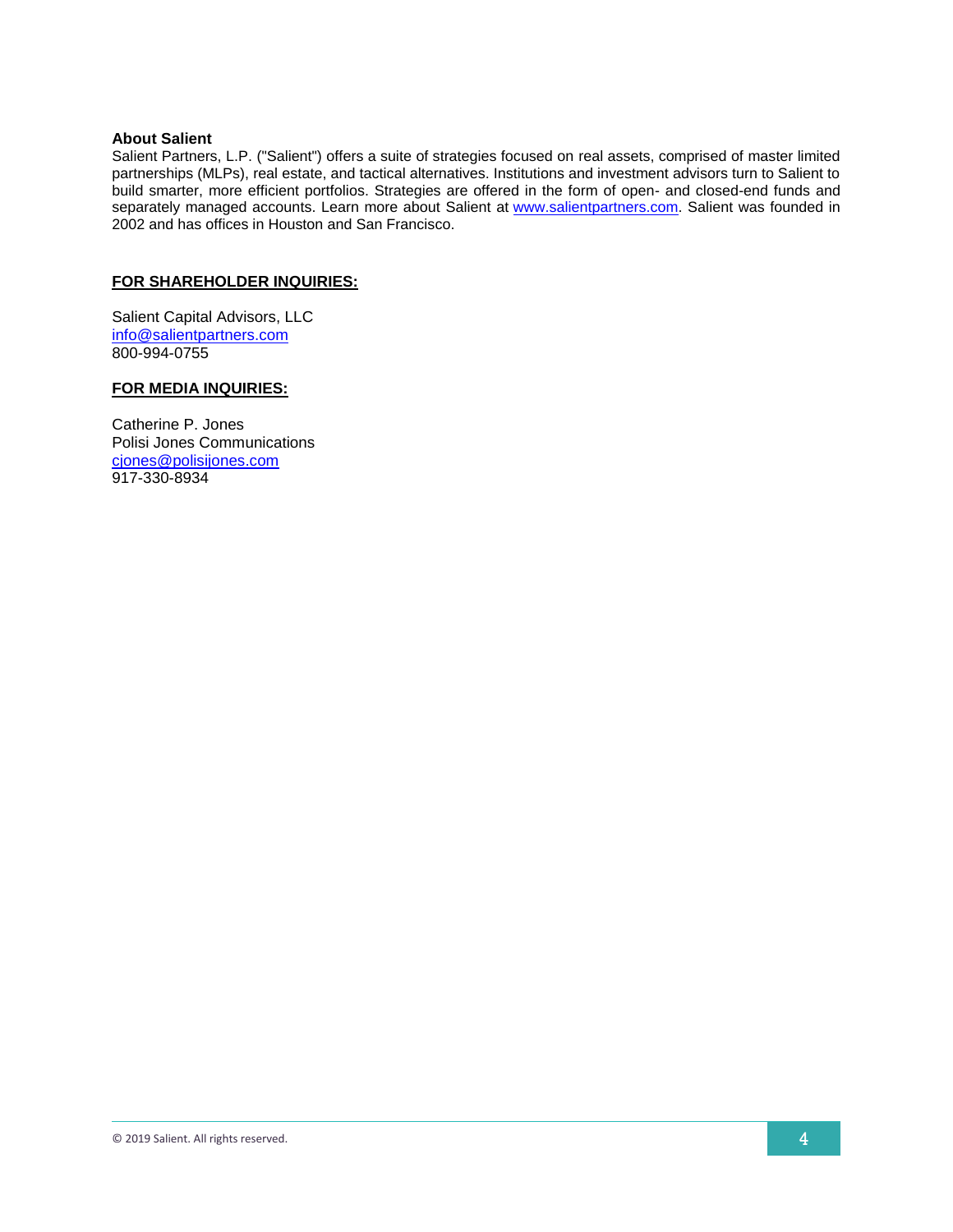**About Salient**

Salient Partners, L.P. ("Salient") offers a suite of strategies focused on real assets, comprised of master limited partnerships (MLPs), real estate, and tactical alternatives. Institutions and investment advisors turn to Salient to build smarter, more efficient portfolios. Strategies are offered in the form of open- and closed-end funds and separately managed accounts. Learn more about Salient at www.salientpartners.com. Salient was founded in 2002 and has offices in Houston and San Francisco.

**FOR SHAREHOLDER INQUIRIES:**

Salient Capital Advisors, LLC
info@salientpartners.com
800-994-0755

**FOR MEDIA INQUIRIES:**

Catherine P. Jones
Polisi Jones Communications
cjones@polisijones.com
917-330-8934

© 2019 Salient. All rights reserved.